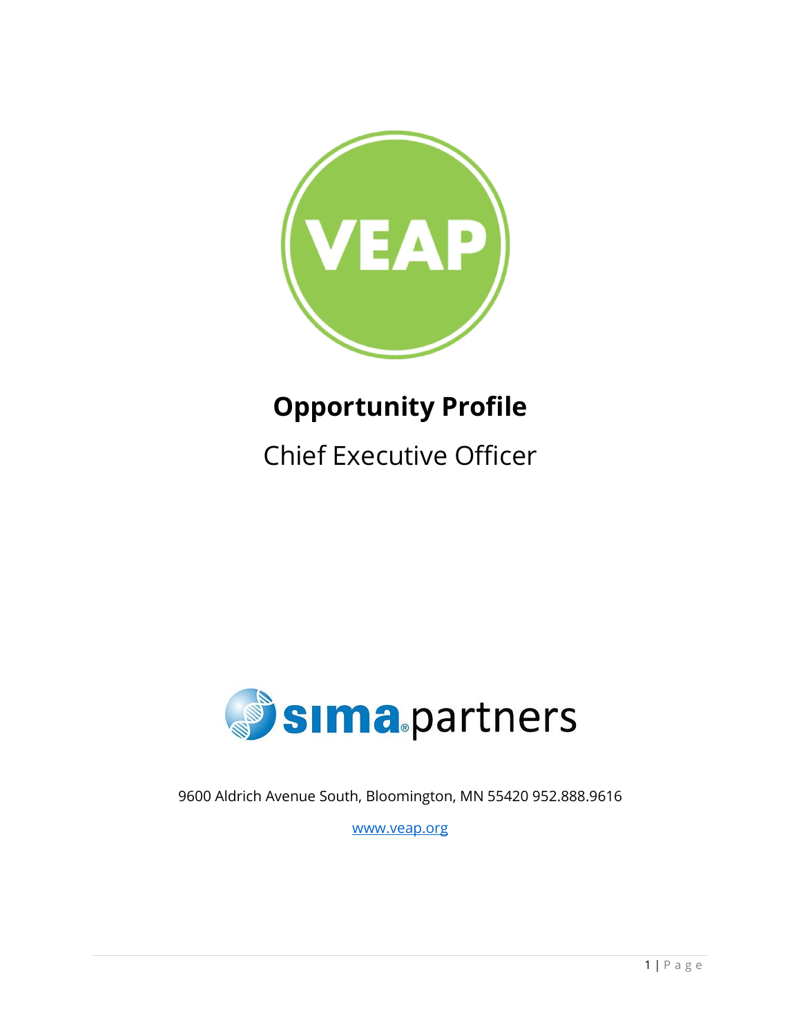VEAP

# Opportunity Profile

## Chief Executive Officer

sima partners

9600 Aldrich Avenue South, Bloomington, MN 55420 952.888.9616

www.veap.org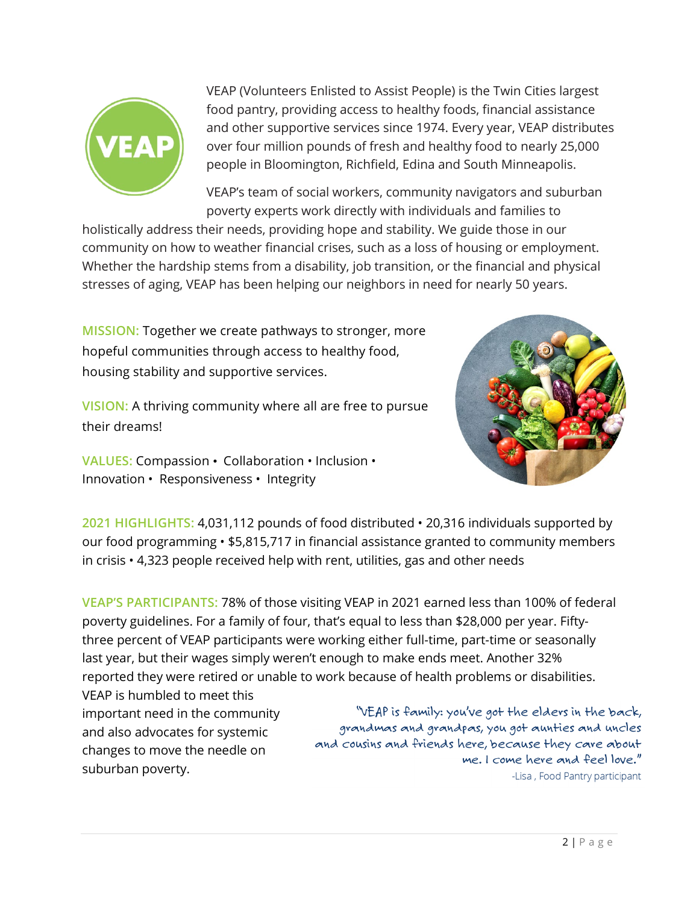VEAP (Volunteers Enlisted to Assist People) is the Twin Cities largest food pantry, providing access to healthy foods, financial assistance and other supportive services since 1974. Every year, VEAP distributes over four million pounds of fresh and healthy food to nearly 25,000 people in Bloomington, Richfield, Edina and South Minneapolis.

VEAP's team of social workers, community navigators and suburban poverty experts work directly with individuals and families to holistically address their needs, providing hope and stability. We guide those in our community on how to weather financial crises, such as a loss of housing or employment. Whether the hardship stems from a disability, job transition, or the financial and physical stresses of aging, VEAP has been helping our neighbors in need for nearly 50 years.

**MISSION:** Together we create pathways to stronger, more hopeful communities through access to healthy food, housing stability and supportive services.

**VISION:** A thriving community where all are free to pursue their dreams!

**VALUES:** Compassion • Collaboration • Inclusion • Innovation • Responsiveness • Integrity

**2021 HIGHLIGHTS:** 4,031,112 pounds of food distributed • 20,316 individuals supported by our food programming • $5,815,717 in financial assistance granted to community members in crisis • 4,323 people received help with rent, utilities, gas and other needs

**VEAP'S PARTICIPANTS:** 78% of those visiting VEAP in 2021 earned less than 100% of federal poverty guidelines. For a family of four, that's equal to less than $28,000 per year. Fifty-three percent of VEAP participants were working either full-time, part-time or seasonally last year, but their wages simply weren't enough to make ends meet. Another 32% reported they were retired or unable to work because of health problems or disabilities. VEAP is humbled to meet this important need in the community and also advocates for systemic changes to move the needle on suburban poverty.

> "VEAP is family: you've got the elders in the back, grandmas and grandpas, you got aunties and uncles and cousins and friends here, because they care about me. I come here and feel love."
>
> -Lisa , Food Pantry participant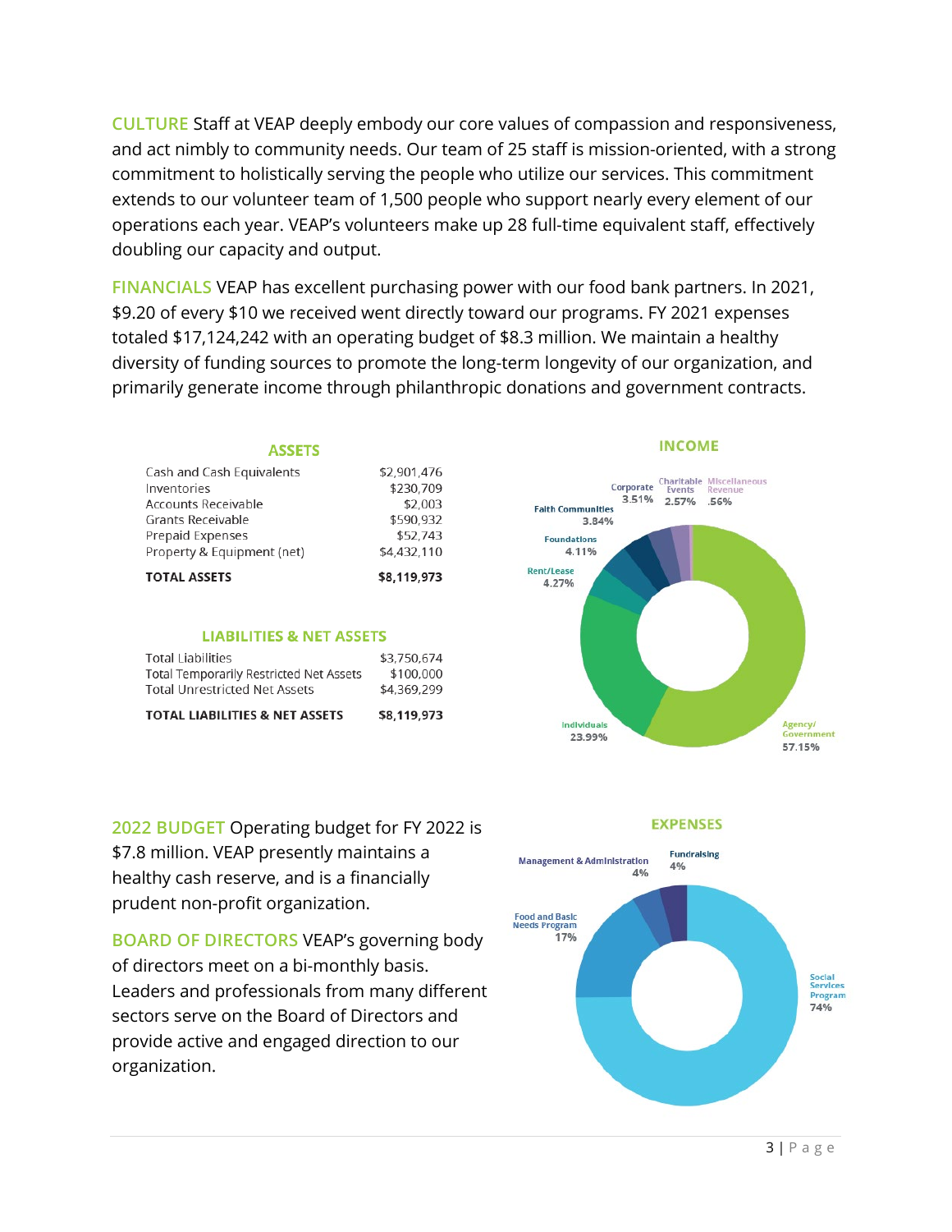**CULTURE** Staff at VEAP deeply embody our core values of compassion and responsiveness, and act nimbly to community needs. Our team of 25 staff is mission-oriented, with a strong commitment to holistically serving the people who utilize our services. This commitment extends to our volunteer team of 1,500 people who support nearly every element of our operations each year. VEAP's volunteers make up 28 full-time equivalent staff, effectively doubling our capacity and output.

**FINANCIALS** VEAP has excellent purchasing power with our food bank partners. In 2021, $9.20 of every $10 we received went directly toward our programs. FY 2021 expenses totaled $17,124,242 with an operating budget of $8.3 million. We maintain a healthy diversity of funding sources to promote the long-term longevity of our organization, and primarily generate income through philanthropic donations and government contracts.

### ASSETS

| | |
|---|---|
| Cash and Cash Equivalents | $2,901,476 |
| Inventories | $230,709 |
| Accounts Receivable | $2,003 |
| Grants Receivable | $590,932 |
| Prepaid Expenses | $52,743 |
| Property & Equipment (net) | $4,432,110 |
| **TOTAL ASSETS** | **$8,119,973** |

### LIABILITIES & NET ASSETS

| | |
|---|---|
| Total Liabilities | $3,750,674 |
| Total Temporarily Restricted Net Assets | $100,000 |
| Total Unrestricted Net Assets | $4,369,299 |
| **TOTAL LIABILITIES & NET ASSETS** | **$8,119,973** |

### INCOME

| Source | Percentage |
|---|---|
| Agency/Government | 57.15% |
| Individuals | 23.99% |
| Rent/Lease | 4.27% |
| Foundations | 4.11% |
| Faith Communities | 3.84% |
| Corporate | 3.51% |
| Charitable Events | 2.57% |
| Miscellaneous Revenue | .56% |

**2022 BUDGET** Operating budget for FY 2022 is $7.8 million. VEAP presently maintains a healthy cash reserve, and is a financially prudent non-profit organization.

**BOARD OF DIRECTORS** VEAP's governing body of directors meet on a bi-monthly basis. Leaders and professionals from many different sectors serve on the Board of Directors and provide active and engaged direction to our organization.

### EXPENSES

| Category | Percentage |
|---|---|
| Social Services Program | 74% |
| Food and Basic Needs Program | 17% |
| Management & Administration | 4% |
| Fundraising | 4% |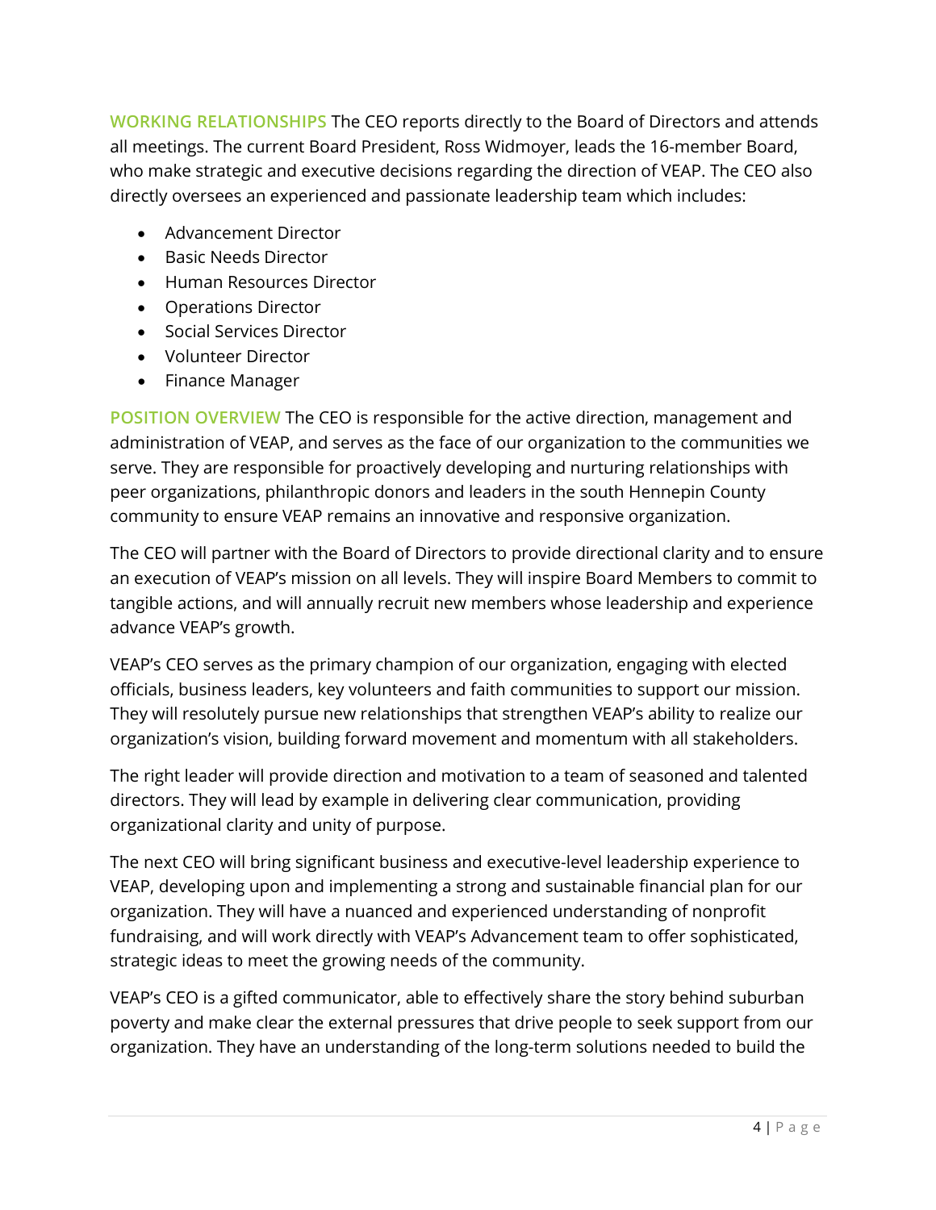**WORKING RELATIONSHIPS** The CEO reports directly to the Board of Directors and attends all meetings. The current Board President, Ross Widmoyer, leads the 16-member Board, who make strategic and executive decisions regarding the direction of VEAP. The CEO also directly oversees an experienced and passionate leadership team which includes:

- Advancement Director
- Basic Needs Director
- Human Resources Director
- Operations Director
- Social Services Director
- Volunteer Director
- Finance Manager

**POSITION OVERVIEW** The CEO is responsible for the active direction, management and administration of VEAP, and serves as the face of our organization to the communities we serve. They are responsible for proactively developing and nurturing relationships with peer organizations, philanthropic donors and leaders in the south Hennepin County community to ensure VEAP remains an innovative and responsive organization.

The CEO will partner with the Board of Directors to provide directional clarity and to ensure an execution of VEAP's mission on all levels. They will inspire Board Members to commit to tangible actions, and will annually recruit new members whose leadership and experience advance VEAP's growth.

VEAP's CEO serves as the primary champion of our organization, engaging with elected officials, business leaders, key volunteers and faith communities to support our mission. They will resolutely pursue new relationships that strengthen VEAP's ability to realize our organization's vision, building forward movement and momentum with all stakeholders.

The right leader will provide direction and motivation to a team of seasoned and talented directors. They will lead by example in delivering clear communication, providing organizational clarity and unity of purpose.

The next CEO will bring significant business and executive-level leadership experience to VEAP, developing upon and implementing a strong and sustainable financial plan for our organization. They will have a nuanced and experienced understanding of nonprofit fundraising, and will work directly with VEAP's Advancement team to offer sophisticated, strategic ideas to meet the growing needs of the community.

VEAP's CEO is a gifted communicator, able to effectively share the story behind suburban poverty and make clear the external pressures that drive people to seek support from our organization. They have an understanding of the long-term solutions needed to build the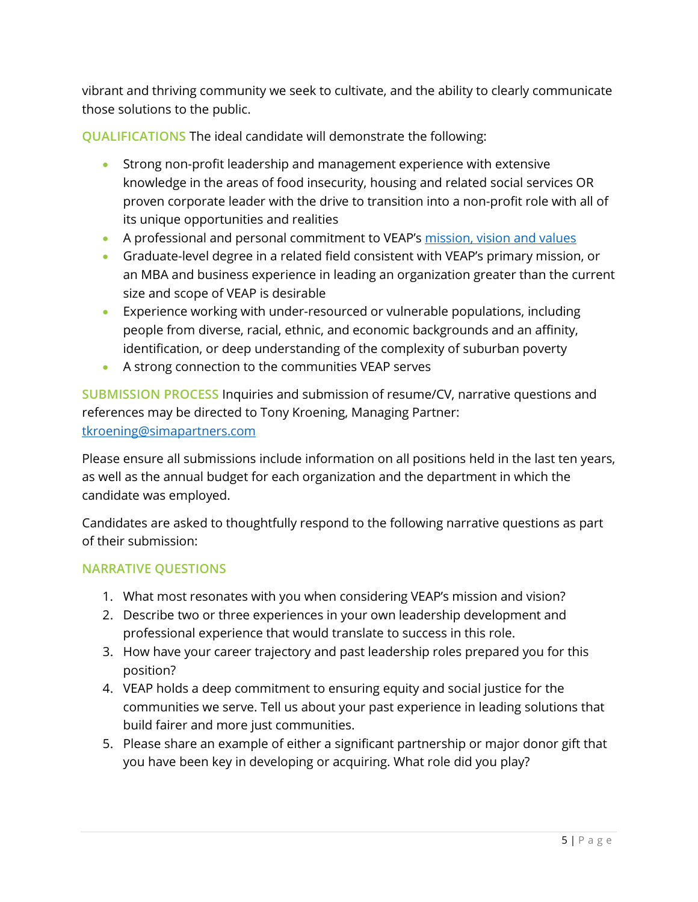vibrant and thriving community we seek to cultivate, and the ability to clearly communicate those solutions to the public.

**QUALIFICATIONS** The ideal candidate will demonstrate the following:

- Strong non-profit leadership and management experience with extensive knowledge in the areas of food insecurity, housing and related social services OR proven corporate leader with the drive to transition into a non-profit role with all of its unique opportunities and realities
- A professional and personal commitment to VEAP's [mission, vision and values]
- Graduate-level degree in a related field consistent with VEAP's primary mission, or an MBA and business experience in leading an organization greater than the current size and scope of VEAP is desirable
- Experience working with under-resourced or vulnerable populations, including people from diverse, racial, ethnic, and economic backgrounds and an affinity, identification, or deep understanding of the complexity of suburban poverty
- A strong connection to the communities VEAP serves

**SUBMISSION PROCESS** Inquiries and submission of resume/CV, narrative questions and references may be directed to Tony Kroening, Managing Partner: tkroening@simapartners.com

Please ensure all submissions include information on all positions held in the last ten years, as well as the annual budget for each organization and the department in which the candidate was employed.

Candidates are asked to thoughtfully respond to the following narrative questions as part of their submission:

**NARRATIVE QUESTIONS**

1. What most resonates with you when considering VEAP's mission and vision?
2. Describe two or three experiences in your own leadership development and professional experience that would translate to success in this role.
3. How have your career trajectory and past leadership roles prepared you for this position?
4. VEAP holds a deep commitment to ensuring equity and social justice for the communities we serve. Tell us about your past experience in leading solutions that build fairer and more just communities.
5. Please share an example of either a significant partnership or major donor gift that you have been key in developing or acquiring. What role did you play?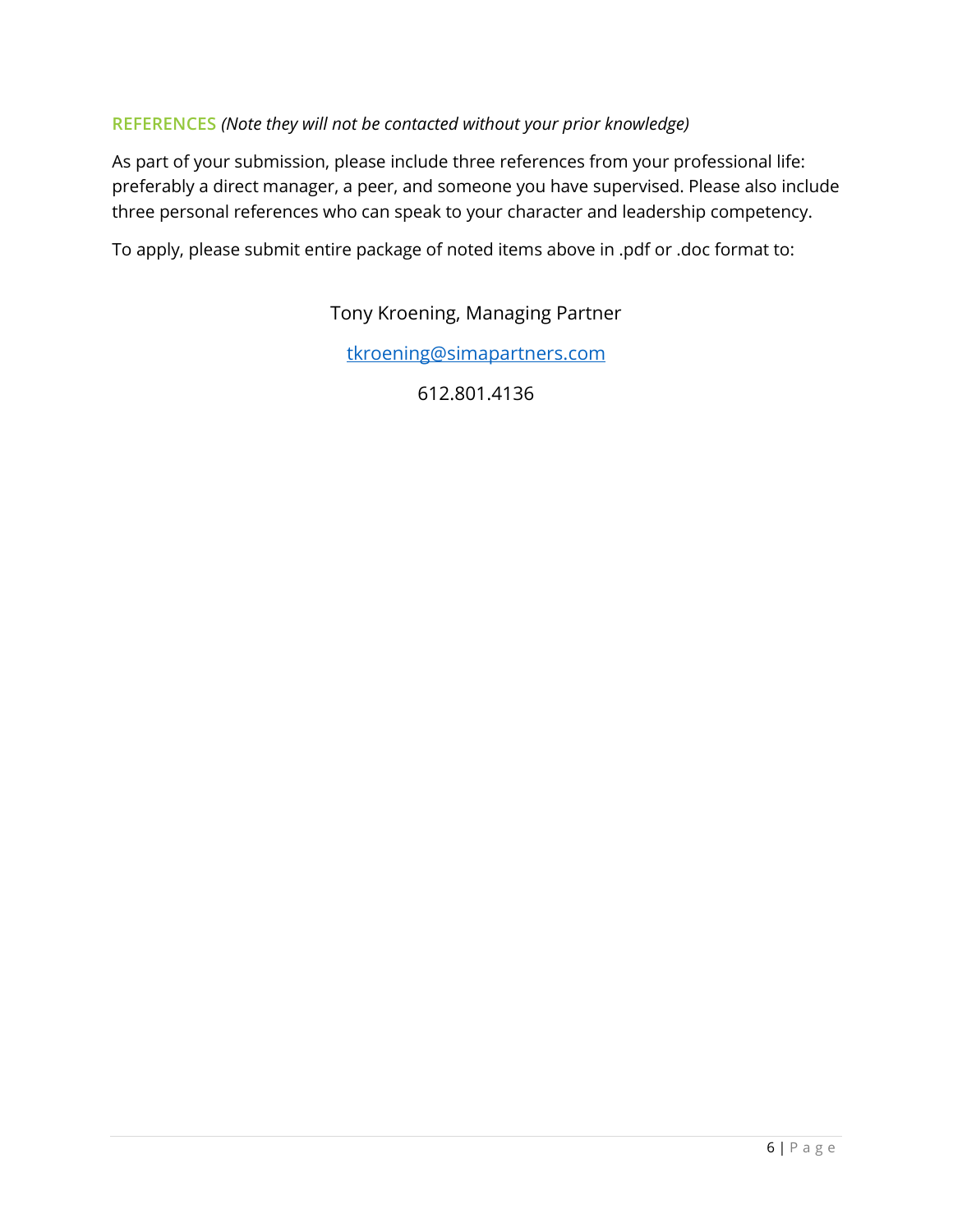**REFERENCES** *(Note they will not be contacted without your prior knowledge)*

As part of your submission, please include three references from your professional life: preferably a direct manager, a peer, and someone you have supervised. Please also include three personal references who can speak to your character and leadership competency.

To apply, please submit entire package of noted items above in .pdf or .doc format to:

Tony Kroening, Managing Partner

tkroening@simapartners.com

612.801.4136